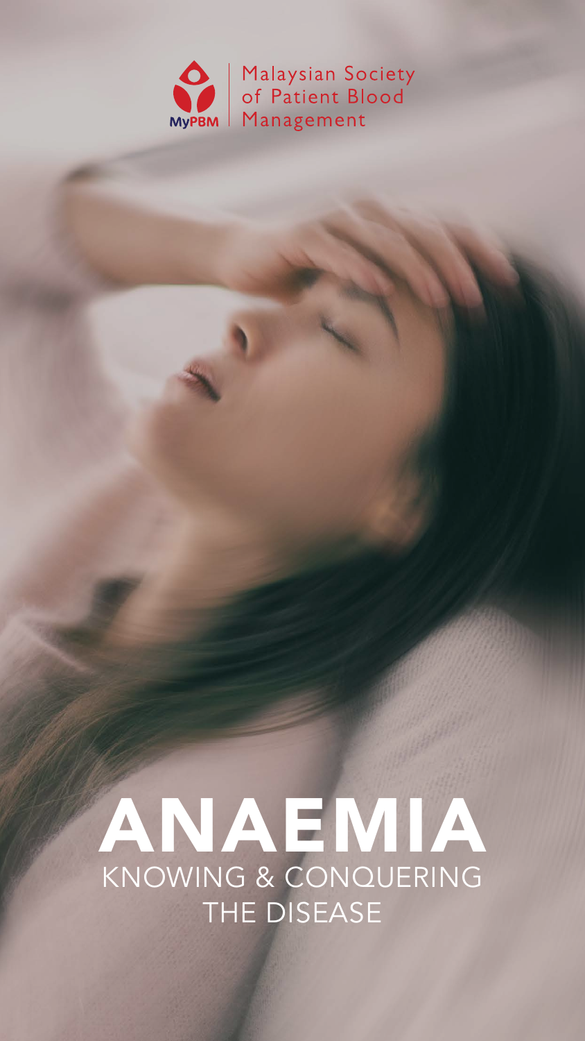Malaysian Society of Patient Blood Management

MyPBM

# ANAEMIA

## KNOWING & CONQUERING THE DISEASE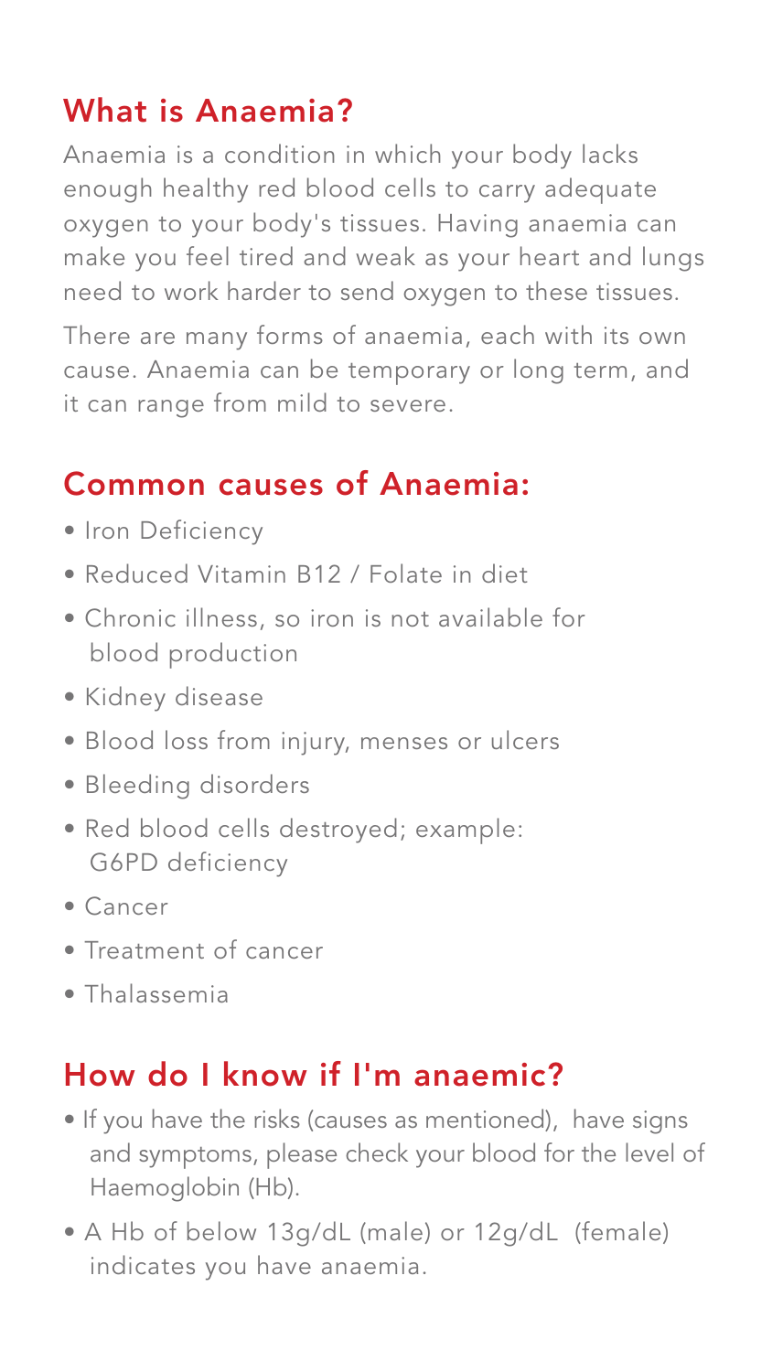## What is Anaemia?

Anaemia is a condition in which your body lacks enough healthy red blood cells to carry adequate oxygen to your body's tissues. Having anaemia can make you feel tired and weak as your heart and lungs need to work harder to send oxygen to these tissues.

There are many forms of anaemia, each with its own cause. Anaemia can be temporary or long term, and it can range from mild to severe.

## Common causes of Anaemia:

- Iron Deficiency
- Reduced Vitamin B12 / Folate in diet
- Chronic illness, so iron is not available for blood production
- Kidney disease
- Blood loss from injury, menses or ulcers
- Bleeding disorders
- Red blood cells destroyed; example: G6PD deficiency
- Cancer
- Treatment of cancer
- Thalassemia

## How do I know if I'm anaemic?

- If you have the risks (causes as mentioned), have signs and symptoms, please check your blood for the level of Haemoglobin (Hb).
- A Hb of below 13g/dL (male) or 12g/dL (female) indicates you have anaemia.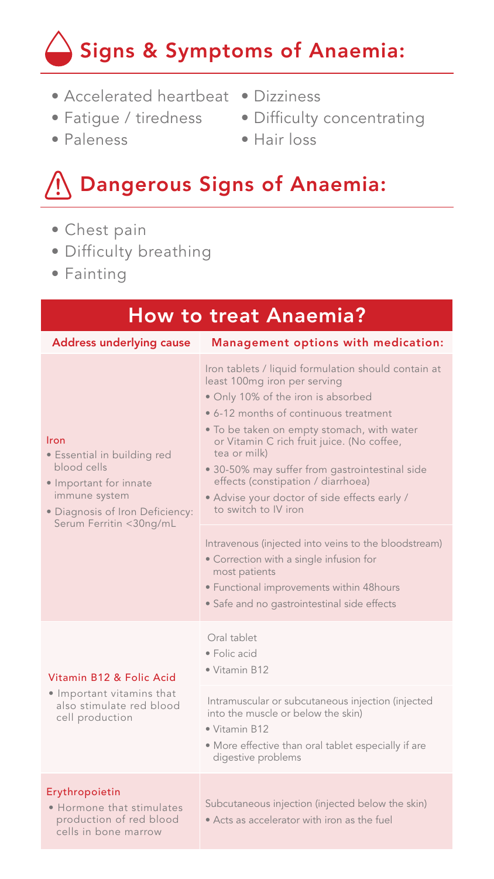## Signs & Symptoms of Anaemia:

- Accelerated heartbeat
- Fatigue / tiredness
- Paleness
- Dizziness
- Difficulty concentrating
- Hair loss

## Dangerous Signs of Anaemia:

- Chest pain
- Difficulty breathing
- Fainting

## How to treat Anaemia?

| Address underlying cause | Management options with medication: |
|---|---|
| **Iron**<br>• Essential in building red blood cells<br>• Important for innate immune system<br>• Diagnosis of Iron Deficiency: Serum Ferritin <30ng/mL | Iron tablets / liquid formulation should contain at least 100mg iron per serving<br>• Only 10% of the iron is absorbed<br>• 6-12 months of continuous treatment<br>• To be taken on empty stomach, with water or Vitamin C rich fruit juice. (No coffee, tea or milk)<br>• 30-50% may suffer from gastrointestinal side effects (constipation / diarrhoea)<br>• Advise your doctor of side effects early / to switch to IV iron |
| | Intravenous (injected into veins to the bloodstream)<br>• Correction with a single infusion for most patients<br>• Functional improvements within 48hours<br>• Safe and no gastrointestinal side effects |
| **Vitamin B12 & Folic Acid**<br>• Important vitamins that also stimulate red blood cell production | Oral tablet<br>• Folic acid<br>• Vitamin B12 |
| | Intramuscular or subcutaneous injection (injected into the muscle or below the skin)<br>• Vitamin B12<br>• More effective than oral tablet especially if are digestive problems |
| **Erythropoietin**<br>• Hormone that stimulates production of red blood cells in bone marrow | Subcutaneous injection (injected below the skin)<br>• Acts as accelerator with iron as the fuel |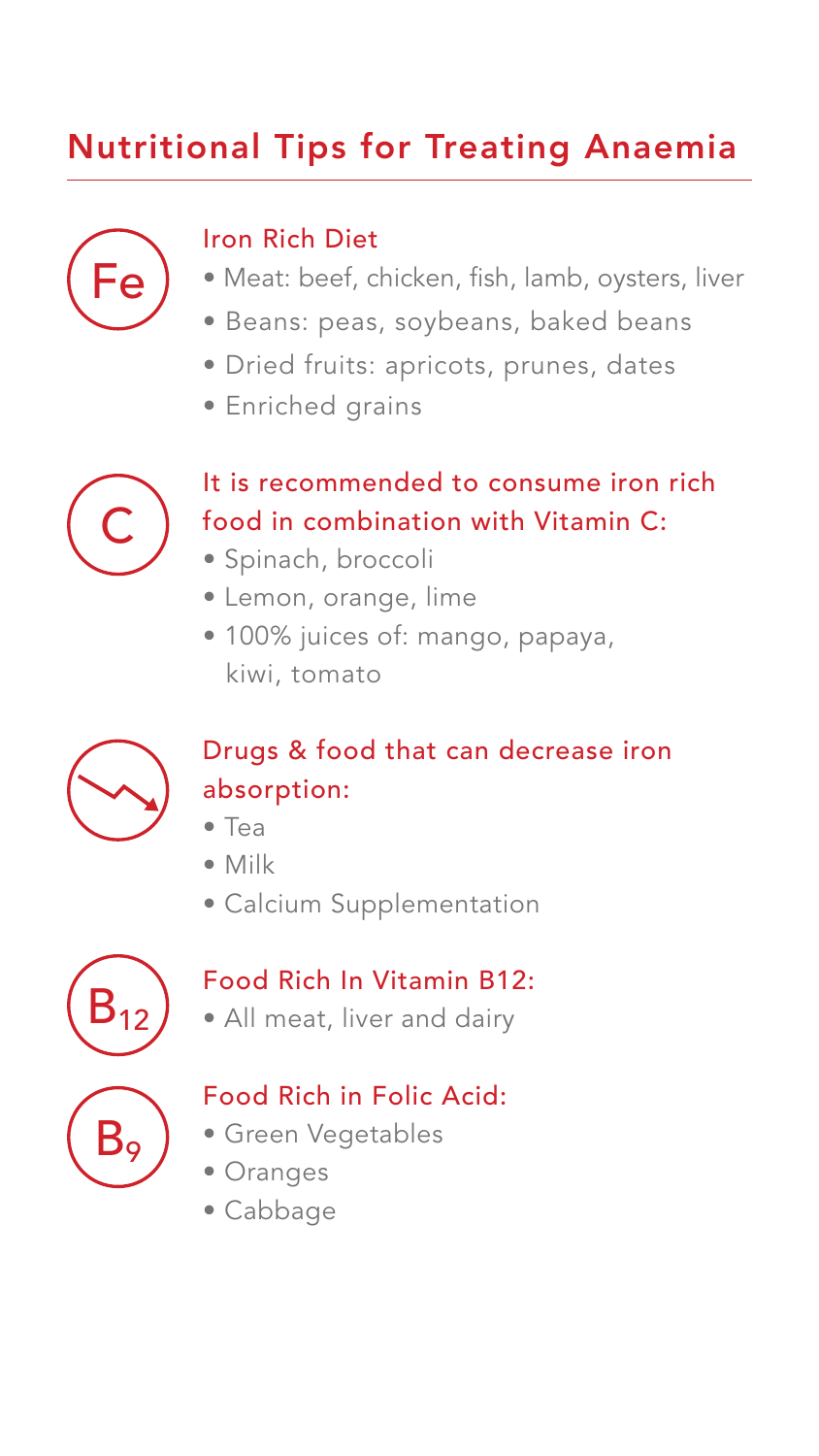# Nutritional Tips for Treating Anaemia

## Iron Rich Diet

- Meat: beef, chicken, fish, lamb, oysters, liver
- Beans: peas, soybeans, baked beans
- Dried fruits: apricots, prunes, dates
- Enriched grains

## It is recommended to consume iron rich food in combination with Vitamin C:

- Spinach, broccoli
- Lemon, orange, lime
- 100% juices of: mango, papaya, kiwi, tomato

## Drugs & food that can decrease iron absorption:

- Tea
- Milk
- Calcium Supplementation

## Food Rich In Vitamin B12:

- All meat, liver and dairy

## Food Rich in Folic Acid:

- Green Vegetables
- Oranges
- Cabbage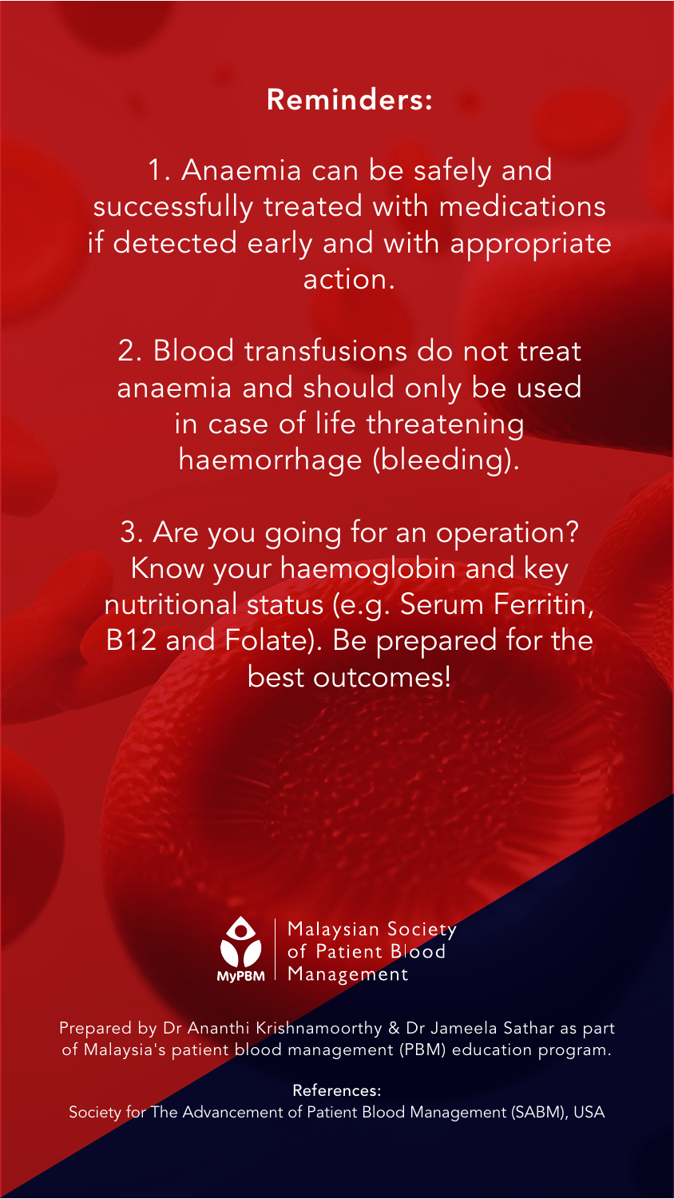## Reminders:

1. Anaemia can be safely and successfully treated with medications if detected early and with appropriate action.

2. Blood transfusions do not treat anaemia and should only be used in case of life threatening haemorrhage (bleeding).

3. Are you going for an operation? Know your haemoglobin and key nutritional status (e.g. Serum Ferritin, B12 and Folate). Be prepared for the best outcomes!

MyPBM | Malaysian Society of Patient Blood Management

Prepared by Dr Ananthi Krishnamoorthy & Dr Jameela Sathar as part of Malaysia's patient blood management (PBM) education program.

References:
Society for The Advancement of Patient Blood Management (SABM), USA